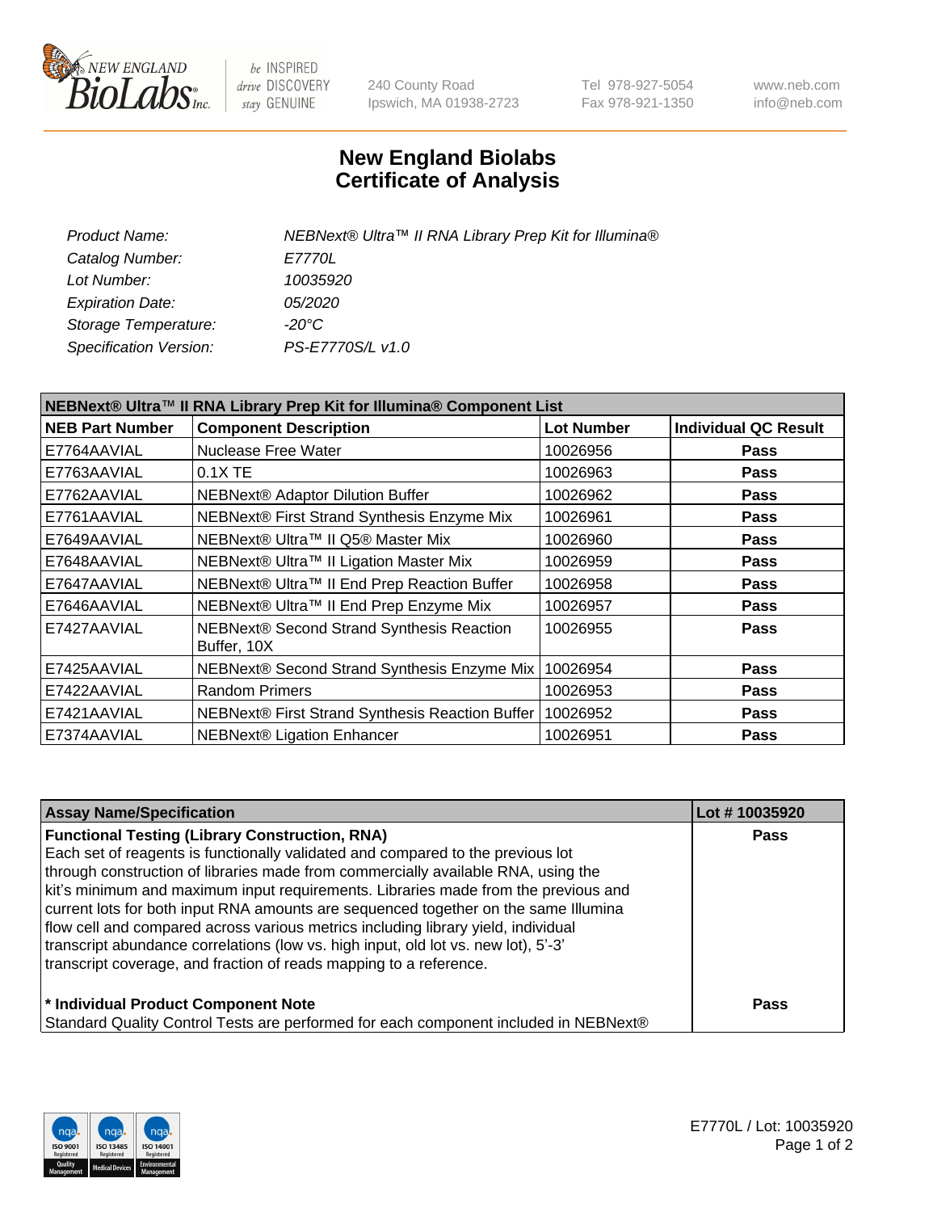240 County Road
Ipswich, MA 01938-2723

Tel 978-927-5054
Fax 978-921-1350

www.neb.com
info@neb.com

# New England Biolabs
# Certificate of Analysis

| | |
|---|---|
| *Product Name:* | *NEBNext® Ultra™ II RNA Library Prep Kit for Illumina®* |
| *Catalog Number:* | *E7770L* |
| *Lot Number:* | *10035920* |
| *Expiration Date:* | *05/2020* |
| *Storage Temperature:* | *-20°C* |
| *Specification Version:* | *PS-E7770S/L v1.0* |

| NEBNext® Ultra™ II RNA Library Prep Kit for Illumina® Component List | | | |
|---|---|---|---|
| **NEB Part Number** | **Component Description** | **Lot Number** | **Individual QC Result** |
| E7764AAVIAL | Nuclease Free Water | 10026956 | **Pass** |
| E7763AAVIAL | 0.1X TE | 10026963 | **Pass** |
| E7762AAVIAL | NEBNext® Adaptor Dilution Buffer | 10026962 | **Pass** |
| E7761AAVIAL | NEBNext® First Strand Synthesis Enzyme Mix | 10026961 | **Pass** |
| E7649AAVIAL | NEBNext® Ultra™ II Q5® Master Mix | 10026960 | **Pass** |
| E7648AAVIAL | NEBNext® Ultra™ II Ligation Master Mix | 10026959 | **Pass** |
| E7647AAVIAL | NEBNext® Ultra™ II End Prep Reaction Buffer | 10026958 | **Pass** |
| E7646AAVIAL | NEBNext® Ultra™ II End Prep Enzyme Mix | 10026957 | **Pass** |
| E7427AAVIAL | NEBNext® Second Strand Synthesis Reaction Buffer, 10X | 10026955 | **Pass** |
| E7425AAVIAL | NEBNext® Second Strand Synthesis Enzyme Mix | 10026954 | **Pass** |
| E7422AAVIAL | Random Primers | 10026953 | **Pass** |
| E7421AAVIAL | NEBNext® First Strand Synthesis Reaction Buffer | 10026952 | **Pass** |
| E7374AAVIAL | NEBNext® Ligation Enhancer | 10026951 | **Pass** |

| Assay Name/Specification | Lot # 10035920 |
|---|---|
| **Functional Testing (Library Construction, RNA)**<br>Each set of reagents is functionally validated and compared to the previous lot through construction of libraries made from commercially available RNA, using the kit's minimum and maximum input requirements. Libraries made from the previous and current lots for both input RNA amounts are sequenced together on the same Illumina flow cell and compared across various metrics including library yield, individual transcript abundance correlations (low vs. high input, old lot vs. new lot), 5'-3' transcript coverage, and fraction of reads mapping to a reference. | **Pass** |
| **\* Individual Product Component Note**<br>Standard Quality Control Tests are performed for each component included in NEBNext® | **Pass** |

E7770L / Lot: 10035920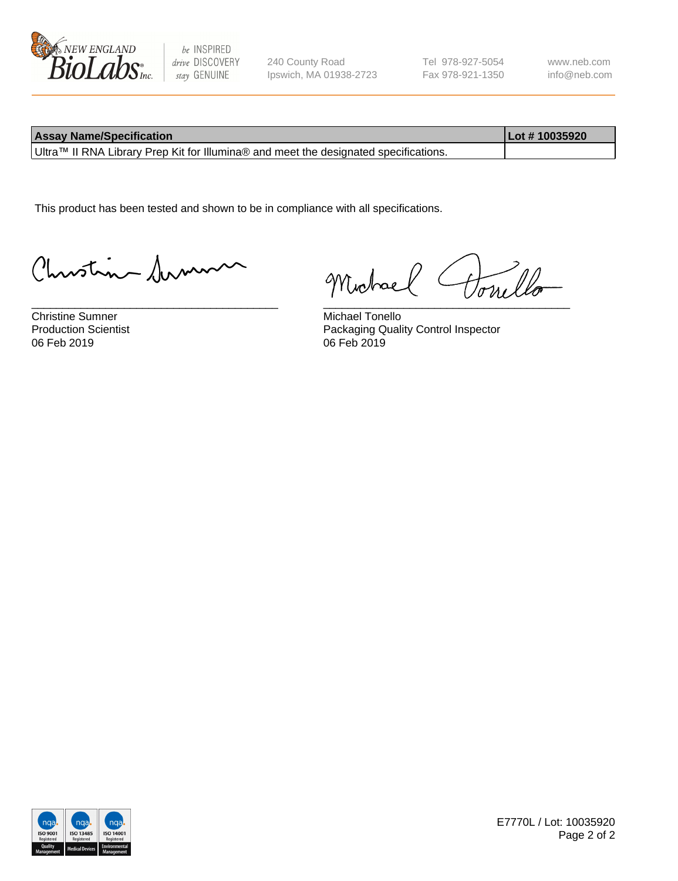NEW ENGLAND BioLabs Inc.

be INSPIRED drive DISCOVERY stay GENUINE

240 County Road
Ipswich, MA 01938-2723

Tel 978-927-5054
Fax 978-921-1350

www.neb.com
info@neb.com

| Assay Name/Specification | Lot # 10035920 |
|---|---|
| Ultra™ II RNA Library Prep Kit for Illumina® and meet the designated specifications. | |

This product has been tested and shown to be in compliance with all specifications.

Christine Sumner
Production Scientist
06 Feb 2019

Michael Tonello
Packaging Quality Control Inspector
06 Feb 2019

E7770L / Lot: 10035920